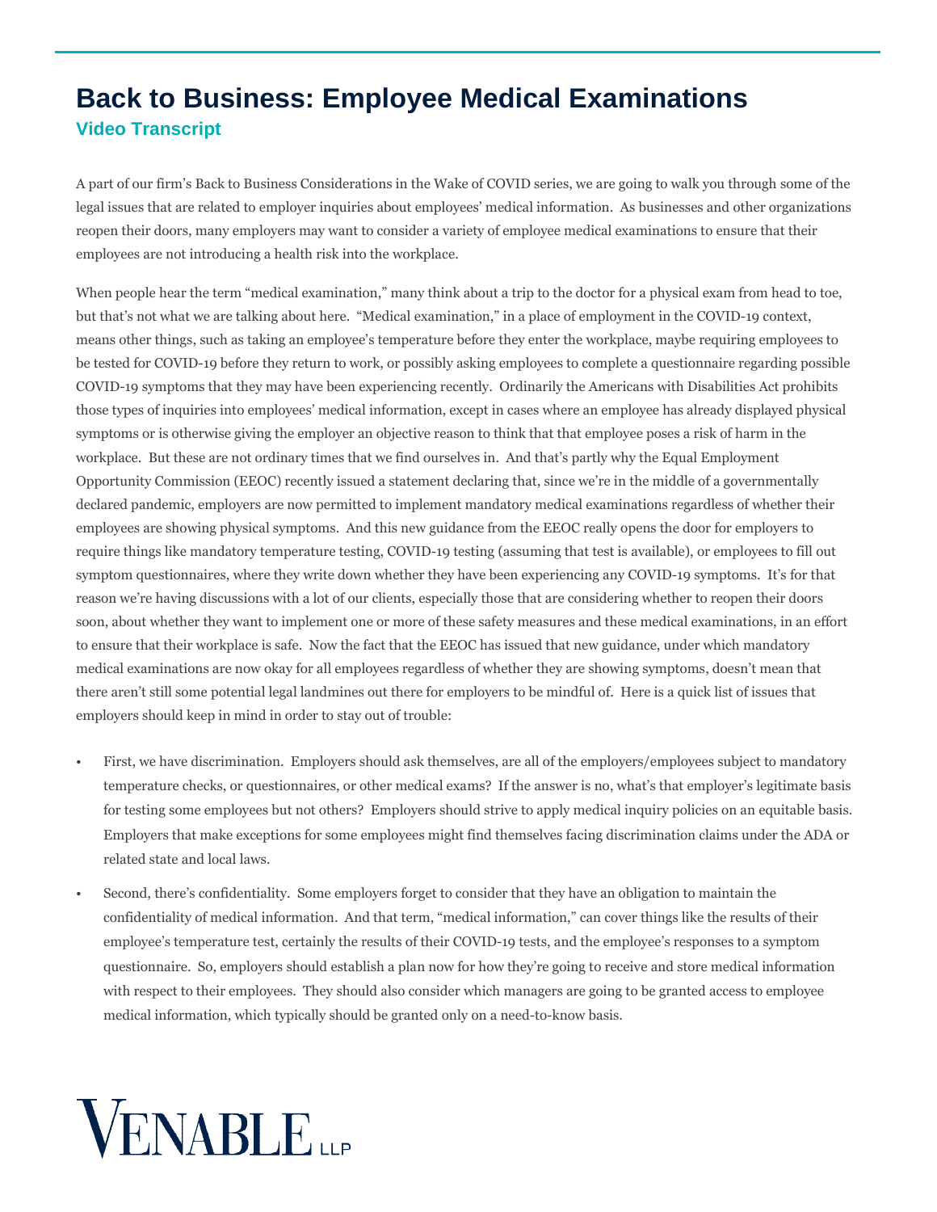# Back to Business: Employee Medical Examinations

## Video Transcript

A part of our firm's Back to Business Considerations in the Wake of COVID series, we are going to walk you through some of the legal issues that are related to employer inquiries about employees' medical information. As businesses and other organizations reopen their doors, many employers may want to consider a variety of employee medical examinations to ensure that their employees are not introducing a health risk into the workplace.

When people hear the term "medical examination," many think about a trip to the doctor for a physical exam from head to toe, but that's not what we are talking about here. "Medical examination," in a place of employment in the COVID-19 context, means other things, such as taking an employee's temperature before they enter the workplace, maybe requiring employees to be tested for COVID-19 before they return to work, or possibly asking employees to complete a questionnaire regarding possible COVID-19 symptoms that they may have been experiencing recently. Ordinarily the Americans with Disabilities Act prohibits those types of inquiries into employees' medical information, except in cases where an employee has already displayed physical symptoms or is otherwise giving the employer an objective reason to think that that employee poses a risk of harm in the workplace. But these are not ordinary times that we find ourselves in. And that's partly why the Equal Employment Opportunity Commission (EEOC) recently issued a statement declaring that, since we're in the middle of a governmentally declared pandemic, employers are now permitted to implement mandatory medical examinations regardless of whether their employees are showing physical symptoms. And this new guidance from the EEOC really opens the door for employers to require things like mandatory temperature testing, COVID-19 testing (assuming that test is available), or employees to fill out symptom questionnaires, where they write down whether they have been experiencing any COVID-19 symptoms. It's for that reason we're having discussions with a lot of our clients, especially those that are considering whether to reopen their doors soon, about whether they want to implement one or more of these safety measures and these medical examinations, in an effort to ensure that their workplace is safe. Now the fact that the EEOC has issued that new guidance, under which mandatory medical examinations are now okay for all employees regardless of whether they are showing symptoms, doesn't mean that there aren't still some potential legal landmines out there for employers to be mindful of. Here is a quick list of issues that employers should keep in mind in order to stay out of trouble:

- First, we have discrimination. Employers should ask themselves, are all of the employers/employees subject to mandatory temperature checks, or questionnaires, or other medical exams? If the answer is no, what's that employer's legitimate basis for testing some employees but not others? Employers should strive to apply medical inquiry policies on an equitable basis. Employers that make exceptions for some employees might find themselves facing discrimination claims under the ADA or related state and local laws.
- Second, there's confidentiality. Some employers forget to consider that they have an obligation to maintain the confidentiality of medical information. And that term, "medical information," can cover things like the results of their employee's temperature test, certainly the results of their COVID-19 tests, and the employee's responses to a symptom questionnaire. So, employers should establish a plan now for how they're going to receive and store medical information with respect to their employees. They should also consider which managers are going to be granted access to employee medical information, which typically should be granted only on a need-to-know basis.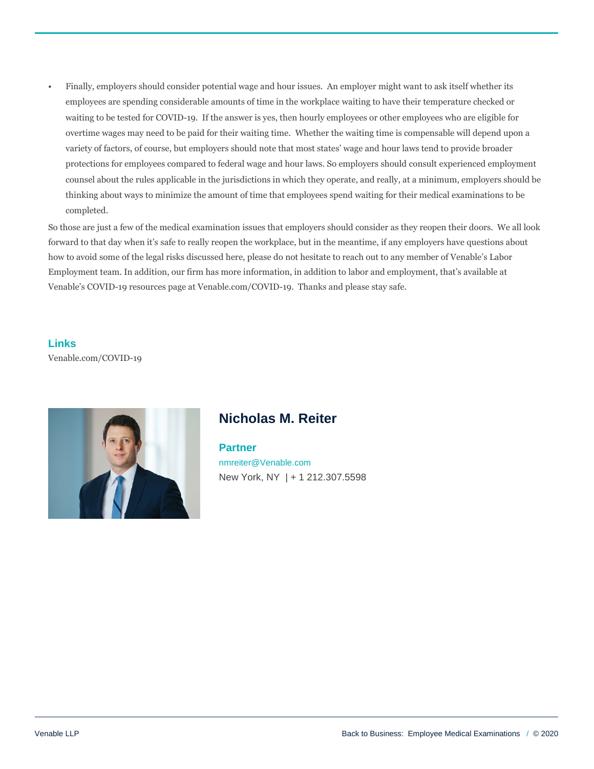- Finally, employers should consider potential wage and hour issues.  An employer might want to ask itself whether its employees are spending considerable amounts of time in the workplace waiting to have their temperature checked or waiting to be tested for COVID-19.  If the answer is yes, then hourly employees or other employees who are eligible for overtime wages may need to be paid for their waiting time.  Whether the waiting time is compensable will depend upon a variety of factors, of course, but employers should note that most states' wage and hour laws tend to provide broader protections for employees compared to federal wage and hour laws. So employers should consult experienced employment counsel about the rules applicable in the jurisdictions in which they operate, and really, at a minimum, employers should be thinking about ways to minimize the amount of time that employees spend waiting for their medical examinations to be completed.

So those are just a few of the medical examination issues that employers should consider as they reopen their doors.  We all look forward to that day when it's safe to really reopen the workplace, but in the meantime, if any employers have questions about how to avoid some of the legal risks discussed here, please do not hesitate to reach out to any member of Venable's Labor Employment team. In addition, our firm has more information, in addition to labor and employment, that's available at Venable's COVID-19 resources page at Venable.com/COVID-19.  Thanks and please stay safe.

## Links

Venable.com/COVID-19

## Nicholas M. Reiter

**Partner**

nmreiter@Venable.com

New York, NY  | + 1 212.307.5598